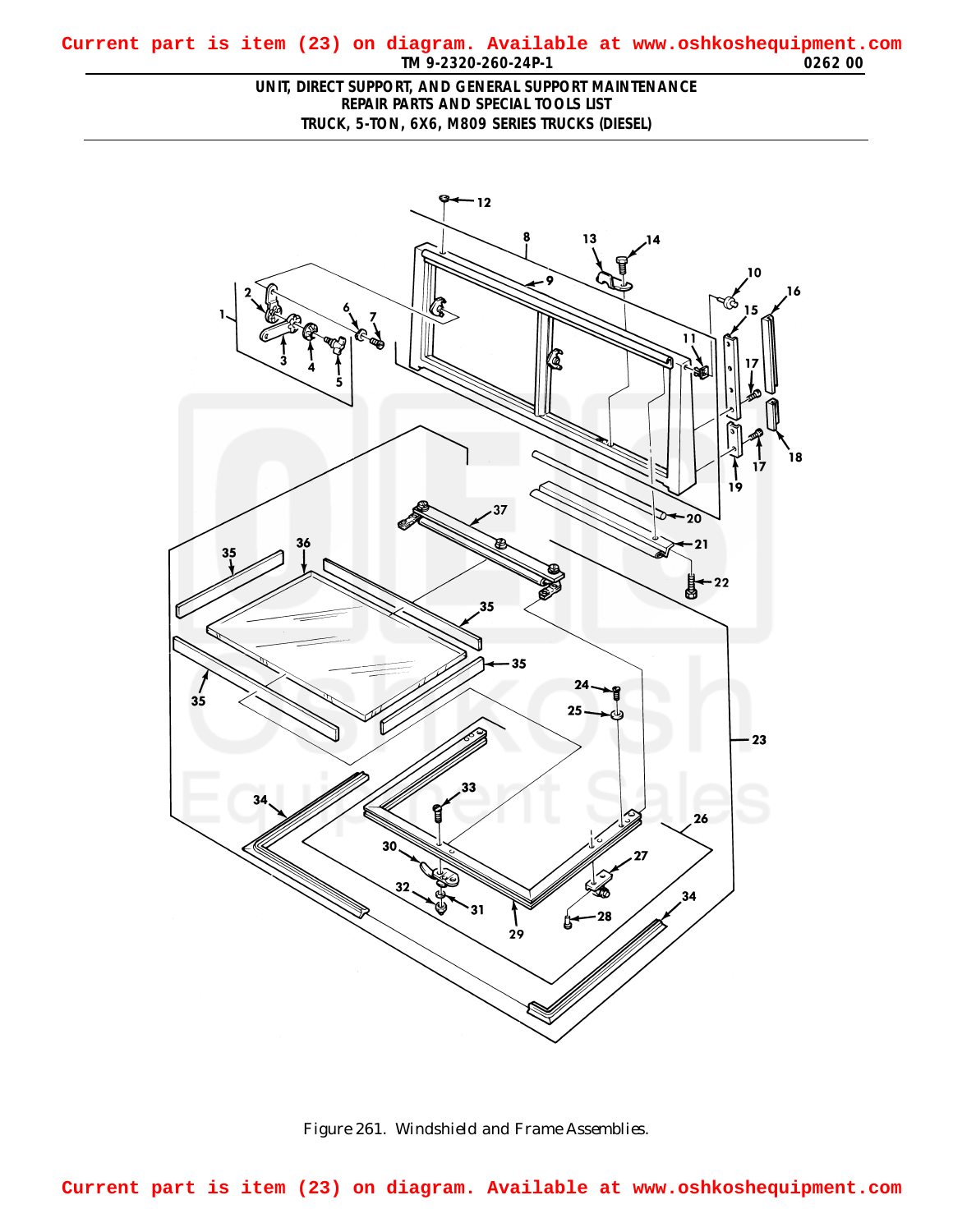Current part is item (23) on diagram. Available at www.oshkoshequipment.com

UNIT, DIRECT SUPPORT, AND GENERAL SUPPORT MAINTENANCE
REPAIR PARTS AND SPECIAL TOOLS LIST
TRUCK, 5-TON, 6X6, M809 SERIES TRUCKS (DIESEL)

Figure 261. Windshield and Frame Assemblies.

Current part is item (23) on diagram. Available at www.oshkoshequipment.com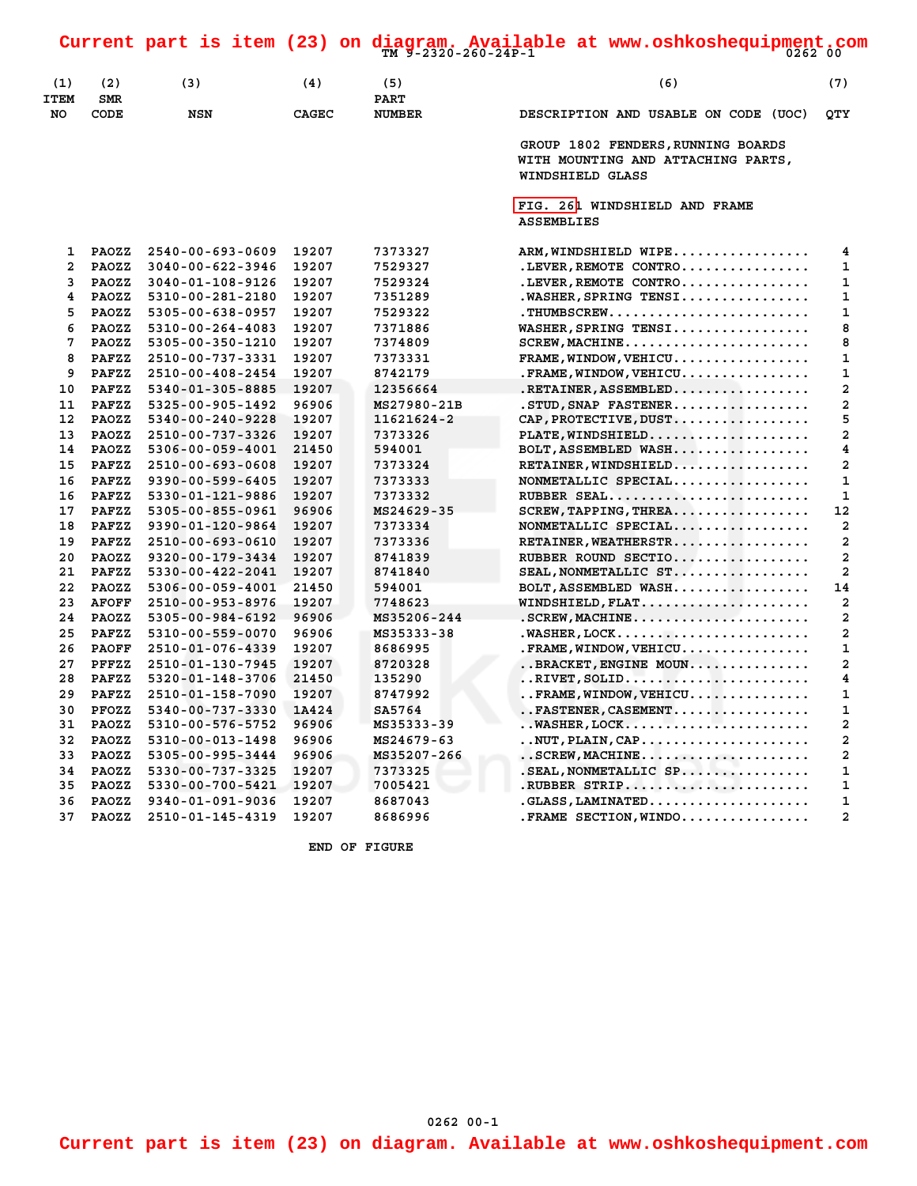Current part is item (23) on diagram. Available at www.oshkoshequipment.com

| (1) ITEM NO | (2) SMR CODE | (3) NSN | (4) CAGEC | (5) PART NUMBER | (6) DESCRIPTION AND USABLE ON CODE (UOC) | (7) QTY |
|---|---|---|---|---|---|---|
| | | | | | GROUP 1802 FENDERS,RUNNING BOARDS WITH MOUNTING AND ATTACHING PARTS, WINDSHIELD GLASS | |
| | | | | | FIG. 261 WINDSHIELD AND FRAME ASSEMBLIES | |
| 1 | PAOZZ | 2540-00-693-0609 | 19207 | 7373327 | ARM,WINDSHIELD WIPE................. | 4 |
| 2 | PAOZZ | 3040-00-622-3946 | 19207 | 7529327 | .LEVER,REMOTE CONTRO................ | 1 |
| 3 | PAOZZ | 3040-01-108-9126 | 19207 | 7529324 | .LEVER,REMOTE CONTRO................ | 1 |
| 4 | PAOZZ | 5310-00-281-2180 | 19207 | 7351289 | .WASHER,SPRING TENSI................ | 1 |
| 5 | PAOZZ | 5305-00-638-0957 | 19207 | 7529322 | .THUMBSCREW......................... | 1 |
| 6 | PAOZZ | 5310-00-264-4083 | 19207 | 7371886 | WASHER,SPRING TENSI................. | 8 |
| 7 | PAOZZ | 5305-00-350-1210 | 19207 | 7374809 | SCREW,MACHINE....................... | 8 |
| 8 | PAFZZ | 2510-00-737-3331 | 19207 | 7373331 | FRAME,WINDOW,VEHICU................. | 1 |
| 9 | PAFZZ | 2510-00-408-2454 | 19207 | 8742179 | .FRAME,WINDOW,VEHICU................ | 1 |
| 10 | PAFZZ | 5340-01-305-8885 | 19207 | 12356664 | .RETAINER,ASSEMBLED................. | 2 |
| 11 | PAFZZ | 5325-00-905-1492 | 96906 | MS27980-21B | .STUD,SNAP FASTENER................. | 2 |
| 12 | PAOZZ | 5340-00-240-9228 | 19207 | 11621624-2 | CAP,PROTECTIVE,DUST................. | 5 |
| 13 | PAOZZ | 2510-00-737-3326 | 19207 | 7373326 | PLATE,WINDSHIELD.................... | 2 |
| 14 | PAOZZ | 5306-00-059-4001 | 21450 | 594001 | BOLT,ASSEMBLED WASH................. | 4 |
| 15 | PAFZZ | 2510-00-693-0608 | 19207 | 7373324 | RETAINER,WINDSHIELD................. | 2 |
| 16 | PAFZZ | 9390-00-599-6405 | 19207 | 7373333 | NONMETALLIC SPECIAL................. | 1 |
| 16 | PAFZZ | 5330-01-121-9886 | 19207 | 7373332 | RUBBER SEAL......................... | 1 |
| 17 | PAFZZ | 5305-00-855-0961 | 96906 | MS24629-35 | SCREW,TAPPING,THREA................. | 12 |
| 18 | PAFZZ | 9390-01-120-9864 | 19207 | 7373334 | NONMETALLIC SPECIAL................. | 2 |
| 19 | PAFZZ | 2510-00-693-0610 | 19207 | 7373336 | RETAINER,WEATHERSTR................. | 2 |
| 20 | PAOZZ | 9320-00-179-3434 | 19207 | 8741839 | RUBBER ROUND SECTIO................. | 2 |
| 21 | PAFZZ | 5330-00-422-2041 | 19207 | 8741840 | SEAL,NONMETALLIC ST................. | 2 |
| 22 | PAOZZ | 5306-00-059-4001 | 21450 | 594001 | BOLT,ASSEMBLED WASH................. | 14 |
| 23 | AFOFF | 2510-00-953-8976 | 19207 | 7748623 | WINDSHIELD,FLAT..................... | 2 |
| 24 | PAOZZ | 5305-00-984-6192 | 96906 | MS35206-244 | .SCREW,MACHINE...................... | 2 |
| 25 | PAFZZ | 5310-00-559-0070 | 96906 | MS35333-38 | .WASHER,LOCK........................ | 2 |
| 26 | PAOFF | 2510-01-076-4339 | 19207 | 8686995 | .FRAME,WINDOW,VEHICU................ | 1 |
| 27 | PFFZZ | 2510-01-130-7945 | 19207 | 8720328 | ..BRACKET,ENGINE MOUN............... | 2 |
| 28 | PAFZZ | 5320-01-148-3706 | 21450 | 135290 | ..RIVET,SOLID....................... | 4 |
| 29 | PAFZZ | 2510-01-158-7090 | 19207 | 8747992 | ..FRAME,WINDOW,VEHICU............... | 1 |
| 30 | PFOZZ | 5340-00-737-3330 | 1A424 | SA5764 | ..FASTENER,CASEMENT................. | 1 |
| 31 | PAOZZ | 5310-00-576-5752 | 96906 | MS35333-39 | ..WASHER,LOCK....................... | 2 |
| 32 | PAOZZ | 5310-00-013-1498 | 96906 | MS24679-63 | ..NUT,PLAIN,CAP..................... | 2 |
| 33 | PAOZZ | 5305-00-995-3444 | 96906 | MS35207-266 | ..SCREW,MACHINE..................... | 2 |
| 34 | PAOZZ | 5330-00-737-3325 | 19207 | 7373325 | .SEAL,NONMETALLIC SP................ | 1 |
| 35 | PAOZZ | 5330-00-700-5421 | 19207 | 7005421 | .RUBBER STRIP....................... | 1 |
| 36 | PAOZZ | 9340-01-091-9036 | 19207 | 8687043 | .GLASS,LAMINATED.................... | 1 |
| 37 | PAOZZ | 2510-01-145-4319 | 19207 | 8686996 | .FRAME SECTION,WINDO................ | 2 |

END OF FIGURE

Current part is item (23) on diagram. Available at www.oshkoshequipment.com